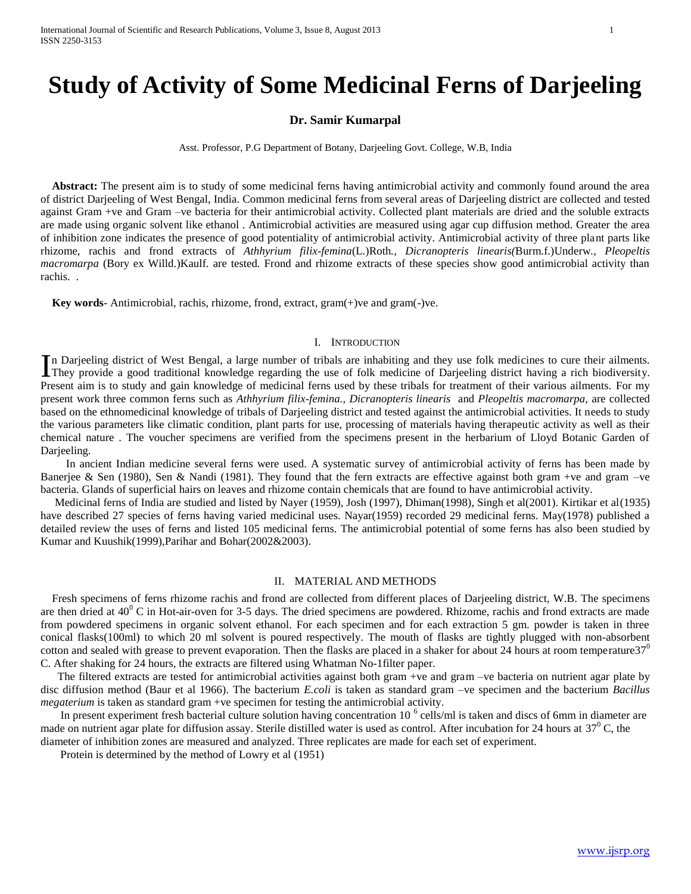# Study of Activity of Some Medicinal Ferns of Darjeeling

**Dr. Samir Kumarpal**

Asst. Professor, P.G Department of Botany, Darjeeling Govt. College, W.B, India

**Abstract:** The present aim is to study of some medicinal ferns having antimicrobial activity and commonly found around the area of district Darjeeling of West Bengal, India. Common medicinal ferns from several areas of Darjeeling district are collected and tested against Gram +ve and Gram –ve bacteria for their antimicrobial activity. Collected plant materials are dried and the soluble extracts are made using organic solvent like ethanol . Antimicrobial activities are measured using agar cup diffusion method. Greater the area of inhibition zone indicates the presence of good potentiality of antimicrobial activity. Antimicrobial activity of three plant parts like rhizome, rachis and frond extracts of *Athhyrium filix-femina*(L.)Roth*., Dicranopteris linearis(*Burm.f.)Underw*., Pleopeltis macromarpa* (Bory ex Willd.)Kaulf. are tested. Frond and rhizome extracts of these species show good antimicrobial activity than rachis. .

**Key words**- Antimicrobial, rachis, rhizome, frond, extract, gram(+)ve and gram(-)ve.

## I. Introduction

In Darjeeling district of West Bengal, a large number of tribals are inhabiting and they use folk medicines to cure their ailments. They provide a good traditional knowledge regarding the use of folk medicine of Darjeeling district having a rich biodiversity. Present aim is to study and gain knowledge of medicinal ferns used by these tribals for treatment of their various ailments. For my present work three common ferns such as *Athhyrium filix-femina., Dicranopteris linearis* and *Pleopeltis macromarpa,* are collected based on the ethnomedicinal knowledge of tribals of Darjeeling district and tested against the antimicrobial activities. It needs to study the various parameters like climatic condition, plant parts for use, processing of materials having therapeutic activity as well as their chemical nature . The voucher specimens are verified from the specimens present in the herbarium of Lloyd Botanic Garden of Darjeeling.

In ancient Indian medicine several ferns were used. A systematic survey of antimicrobial activity of ferns has been made by Banerjee & Sen (1980), Sen & Nandi (1981). They found that the fern extracts are effective against both gram +ve and gram –ve bacteria. Glands of superficial hairs on leaves and rhizome contain chemicals that are found to have antimicrobial activity.

Medicinal ferns of India are studied and listed by Nayer (1959), Josh (1997), Dhiman(1998), Singh et al(2001). Kirtikar et al(1935) have described 27 species of ferns having varied medicinal uses. Nayar(1959) recorded 29 medicinal ferns. May(1978) published a detailed review the uses of ferns and listed 105 medicinal ferns. The antimicrobial potential of some ferns has also been studied by Kumar and Kuushik(1999),Parihar and Bohar(2002&2003).

## II. Material and Methods

Fresh specimens of ferns rhizome rachis and frond are collected from different places of Darjeeling district, W.B. The specimens are then dried at $40^0$ C in Hot-air-oven for 3-5 days. The dried specimens are powdered. Rhizome, rachis and frond extracts are made from powdered specimens in organic solvent ethanol. For each specimen and for each extraction 5 gm. powder is taken in three conical flasks(100ml) to which 20 ml solvent is poured respectively. The mouth of flasks are tightly plugged with non-absorbent cotton and sealed with grease to prevent evaporation. Then the flasks are placed in a shaker for about 24 hours at room temperature$37^0$ C. After shaking for 24 hours, the extracts are filtered using Whatman No-1filter paper.

The filtered extracts are tested for antimicrobial activities against both gram +ve and gram –ve bacteria on nutrient agar plate by disc diffusion method (Baur et al 1966). The bacterium *E.coli* is taken as standard gram –ve specimen and the bacterium *Bacillus megaterium* is taken as standard gram +ve specimen for testing the antimicrobial activity.

In present experiment fresh bacterial culture solution having concentration $10^6$ cells/ml is taken and discs of 6mm in diameter are made on nutrient agar plate for diffusion assay. Sterile distilled water is used as control. After incubation for 24 hours at $37^0$ C, the diameter of inhibition zones are measured and analyzed. Three replicates are made for each set of experiment.

Protein is determined by the method of Lowry et al (1951)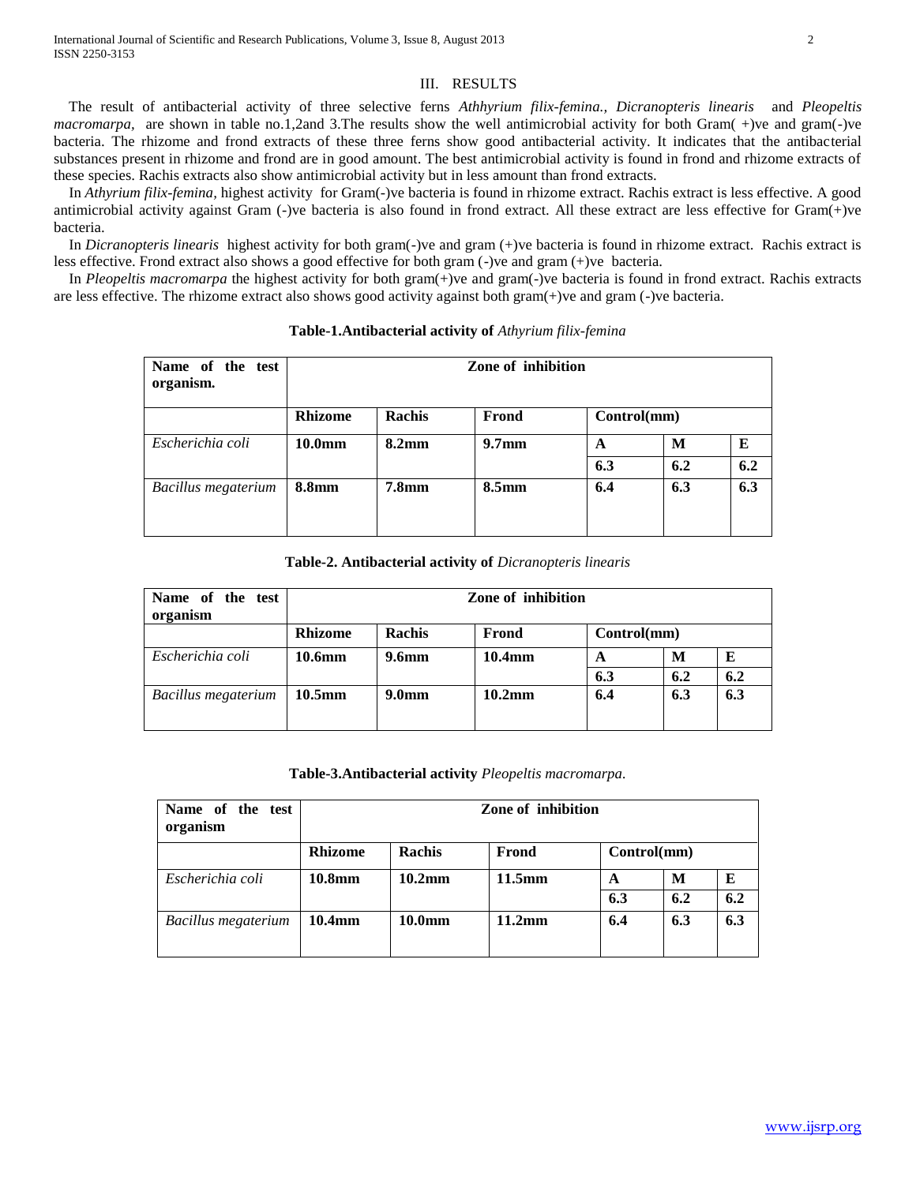## III. RESULTS

The result of antibacterial activity of three selective ferns *Athhyrium filix-femina.*, *Dicranopteris linearis* and *Pleopeltis macromarpa*, are shown in table no.1,2and 3.The results show the well antimicrobial activity for both Gram( +)ve and gram(-)ve bacteria. The rhizome and frond extracts of these three ferns show good antibacterial activity. It indicates that the antibacterial substances present in rhizome and frond are in good amount. The best antimicrobial activity is found in frond and rhizome extracts of these species. Rachis extracts also show antimicrobial activity but in less amount than frond extracts.

In *Athyrium filix-femina*, highest activity for Gram(-)ve bacteria is found in rhizome extract. Rachis extract is less effective. A good antimicrobial activity against Gram (-)ve bacteria is also found in frond extract. All these extract are less effective for Gram(+)ve bacteria.

In *Dicranopteris linearis* highest activity for both gram(-)ve and gram (+)ve bacteria is found in rhizome extract. Rachis extract is less effective. Frond extract also shows a good effective for both gram (-)ve and gram (+)ve bacteria.

In *Pleopeltis macromarpa* the highest activity for both gram(+)ve and gram(-)ve bacteria is found in frond extract. Rachis extracts are less effective. The rhizome extract also shows good activity against both gram(+)ve and gram (-)ve bacteria.

**Table-1.Antibacterial activity of** *Athyrium filix-femina*

| **Name of the test organism.** | **Zone of inhibition** | | | | | |
|---|---|---|---|---|---|---|
| | **Rhizome** | **Rachis** | **Frond** | **Control(mm)** | | |
| | | | | **A** | **M** | **E** |
| *Escherichia coli* | **10.0mm** | **8.2mm** | **9.7mm** | **6.3** | **6.2** | **6.2** |
| *Bacillus megaterium* | **8.8mm** | **7.8mm** | **8.5mm** | **6.4** | **6.3** | **6.3** |

**Table-2. Antibacterial activity of** *Dicranopteris linearis*

| **Name of the test organism** | **Zone of inhibition** | | | | | |
|---|---|---|---|---|---|---|
| | **Rhizome** | **Rachis** | **Frond** | **Control(mm)** | | |
| | | | | **A** | **M** | **E** |
| *Escherichia coli* | **10.6mm** | **9.6mm** | **10.4mm** | **6.3** | **6.2** | **6.2** |
| *Bacillus megaterium* | **10.5mm** | **9.0mm** | **10.2mm** | **6.4** | **6.3** | **6.3** |

**Table-3.Antibacterial activity** *Pleopeltis macromarpa.*

| **Name of the test organism** | **Zone of inhibition** | | | | | |
|---|---|---|---|---|---|---|
| | **Rhizome** | **Rachis** | **Frond** | **Control(mm)** | | |
| | | | | **A** | **M** | **E** |
| *Escherichia coli* | **10.8mm** | **10.2mm** | **11.5mm** | **6.3** | **6.2** | **6.2** |
| *Bacillus megaterium* | **10.4mm** | **10.0mm** | **11.2mm** | **6.4** | **6.3** | **6.3** |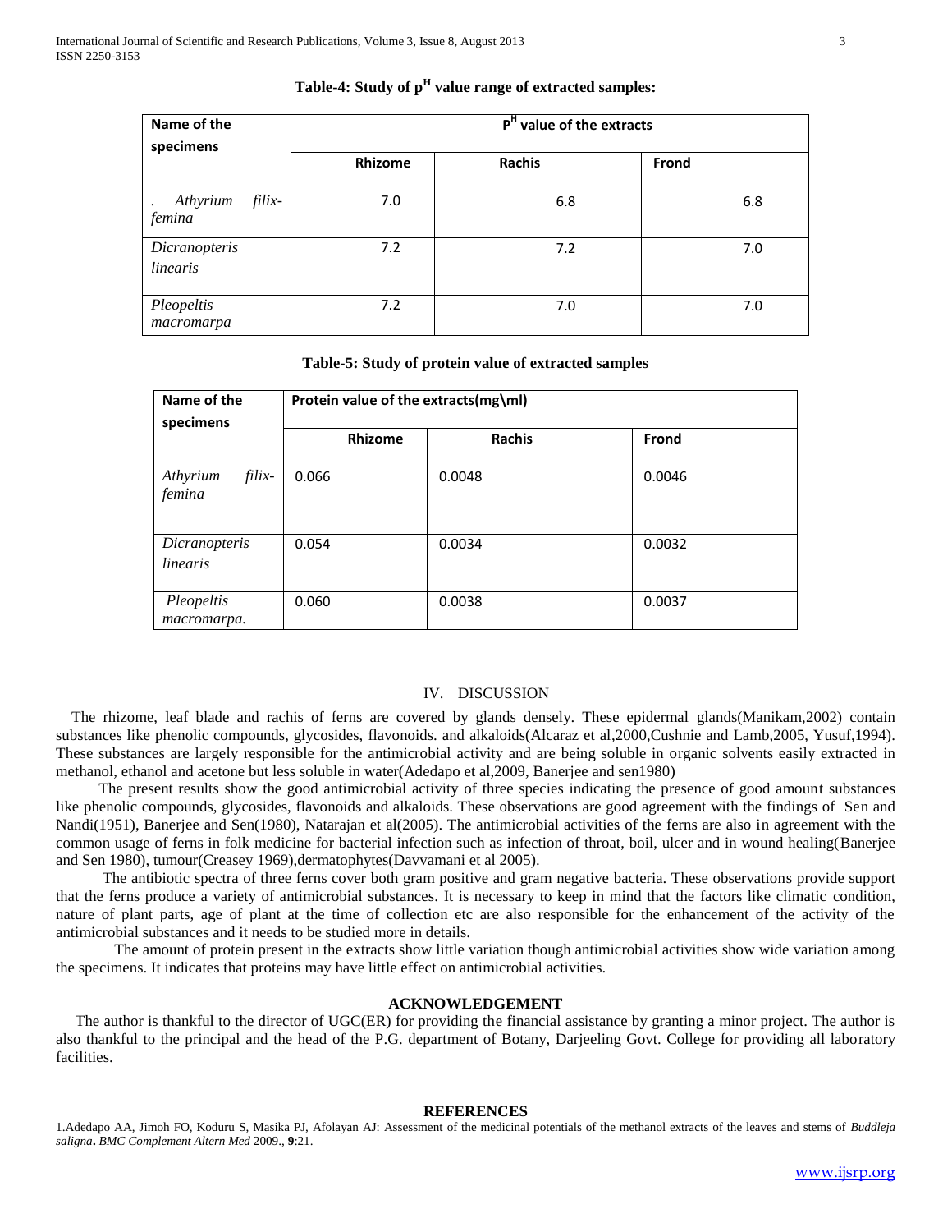**Table-4: Study of $p^H$ value range of extracted samples:**

| Name of the specimens | $P^H$ value of the extracts | | |
|---|---|---|---|
| | Rhizome | Rachis | Frond |
| . *Athyrium filix-femina* | 7.0 | 6.8 | 6.8 |
| *Dicranopteris linearis* | 7.2 | 7.2 | 7.0 |
| *Pleopeltis macromarpa* | 7.2 | 7.0 | 7.0 |

**Table-5: Study of protein value of extracted samples**

| Name of the specimens | Protein value of the extracts(mg\ml) | | |
|---|---|---|---|
| | Rhizome | Rachis | Frond |
| *Athyrium filix-femina* | 0.066 | 0.0048 | 0.0046 |
| *Dicranopteris linearis* | 0.054 | 0.0034 | 0.0032 |
| *Pleopeltis macromarpa.* | 0.060 | 0.0038 | 0.0037 |

## IV. DISCUSSION

The rhizome, leaf blade and rachis of ferns are covered by glands densely. These epidermal glands(Manikam,2002) contain substances like phenolic compounds, glycosides, flavonoids. and alkaloids(Alcaraz et al,2000,Cushnie and Lamb,2005, Yusuf,1994). These substances are largely responsible for the antimicrobial activity and are being soluble in organic solvents easily extracted in methanol, ethanol and acetone but less soluble in water(Adedapo et al,2009, Banerjee and sen1980)

The present results show the good antimicrobial activity of three species indicating the presence of good amount substances like phenolic compounds, glycosides, flavonoids and alkaloids. These observations are good agreement with the findings of Sen and Nandi(1951), Banerjee and Sen(1980), Natarajan et al(2005). The antimicrobial activities of the ferns are also in agreement with the common usage of ferns in folk medicine for bacterial infection such as infection of throat, boil, ulcer and in wound healing(Banerjee and Sen 1980), tumour(Creasey 1969),dermatophytes(Davvamani et al 2005).

The antibiotic spectra of three ferns cover both gram positive and gram negative bacteria. These observations provide support that the ferns produce a variety of antimicrobial substances. It is necessary to keep in mind that the factors like climatic condition, nature of plant parts, age of plant at the time of collection etc are also responsible for the enhancement of the activity of the antimicrobial substances and it needs to be studied more in details.

The amount of protein present in the extracts show little variation though antimicrobial activities show wide variation among the specimens. It indicates that proteins may have little effect on antimicrobial activities.

## ACKNOWLEDGEMENT

The author is thankful to the director of UGC(ER) for providing the financial assistance by granting a minor project. The author is also thankful to the principal and the head of the P.G. department of Botany, Darjeeling Govt. College for providing all laboratory facilities.

## REFERENCES

1.Adedapo AA, Jimoh FO, Koduru S, Masika PJ, Afolayan AJ: Assessment of the medicinal potentials of the methanol extracts of the leaves and stems of *Buddleja saligna***.** *BMC Complement Altern Med* 2009., **9**:21.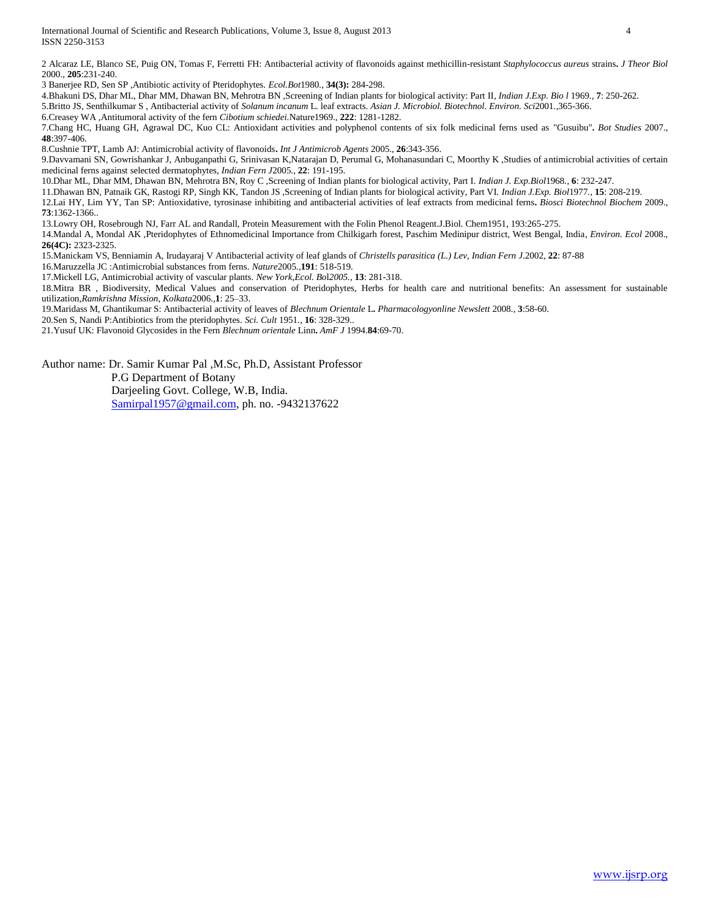2 Alcaraz LE, Blanco SE, Puig ON, Tomas F, Ferretti FH: Antibacterial activity of flavonoids against methicillin-resistant *Staphylococcus aureus* strains**.** *J Theor Biol* 2000., **205**:231-240.

3 Banerjee RD, Sen SP ,Antibiotic activity of Pteridophytes. *Ecol.Bot*1980*.,* **34(3):** 284-298.

4.Bhakuni DS, Dhar ML, Dhar MM, Dhawan BN, Mehrotra BN ,Screening of Indian plants for biological activity: Part II, *Indian J.Exp. Bio l* 1969*.,* **7**: 250-262.

5.Britto JS, Senthilkumar S , Antibacterial activity of *Solanum incanum* L. leaf extracts. *Asian J. Microbiol. Biotechnol. Environ. Sci*2001.,365-366.

6.Creasey WA ,Antitumoral activity of the fern *Cibotium schiedei.*Nature1969., **222**: 1281-1282.

7.Chang HC, Huang GH, Agrawal DC, Kuo CL: Antioxidant activities and polyphenol contents of six folk medicinal ferns used as "Gusuibu"**.** *Bot Studies* 2007., **48**:397-406.

8.Cushnie TPT, Lamb AJ: Antimicrobial activity of flavonoids**.** *Int J Antimicrob Agents* 2005., **26**:343-356.

9.Davvamani SN, Gowrishankar J, Anbuganpathi G, Srinivasan K,Natarajan D, Perumal G, Mohanasundari C, Moorthy K ,Studies of antimicrobial activities of certain medicinal ferns against selected dermatophytes, *Indian Fern J*2005*.,* **22**: 191-195.

10.Dhar ML, Dhar MM, Dhawan BN, Mehrotra BN, Roy C ,Screening of Indian plants for biological activity, Part I. *Indian J. Exp.Biol*1968*.,* **6**: 232-247.

11.Dhawan BN, Patnaik GK, Rastogi RP, Singh KK, Tandon JS ,Screening of Indian plants for biological activity, Part VI. *Indian J.Exp. Biol*1977*.,* **15**: 208-219.

12.Lai HY, Lim YY, Tan SP: Antioxidative, tyrosinase inhibiting and antibacterial activities of leaf extracts from medicinal ferns**.** *Biosci Biotechnol Biochem* 2009., **73**:1362-1366..

13.Lowry OH, Rosebrough NJ, Farr AL and Randall, Protein Measurement with the Folin Phenol Reagent.J.Biol. Chem1951, 193:265-275.

14.Mandal A, Mondal AK ,Pteridophytes of Ethnomedicinal Importance from Chilkigarh forest, Paschim Medinipur district, West Bengal, India*, Environ. Ecol* 2008., **26(4C):** 2323-2325.

15.Manickam VS, Benniamin A, Irudayaraj V Antibacterial activity of leaf glands of *Christells parasitica (L.) Lev, Indian Fern J*.2002, **22**: 87-88

16.Maruzzella JC :Antimicrobial substances from ferns. *Nature*2005.,**191**: 518-519.

17.Mickell LG, Antimicrobial activity of vascular plants. *New York,Ecol. Bol2005.,* **13**: 281-318.

18.Mitra BR , Biodiversity, Medical Values and conservation of Pteridophytes, Herbs for health care and nutritional benefits: An assessment for sustainable utilization,*Ramkrishna Mission, Kolkata*2006.,**1**: 25–33.

19.Maridass M, Ghantikumar S: Antibacterial activity of leaves of *Blechnum Orientale* L**.** *Pharmacologyonline Newslett* 2008., **3**:58-60.

20.Sen S, Nandi P:Antibiotics from the pteridophytes. *Sci. Cult* 1951., **16**: 328-329..

21.Yusuf UK: Flavonoid Glycosides in the Fern *Blechnum orientale* Linn**.** *AmF J* 1994.**84**:69-70.

Author name: Dr. Samir Kumar Pal ,M.Sc, Ph.D, Assistant Professor
P.G Department of Botany
Darjeeling Govt. College, W.B, India.
Samirpal1957@gmail.com, ph. no. -9432137622